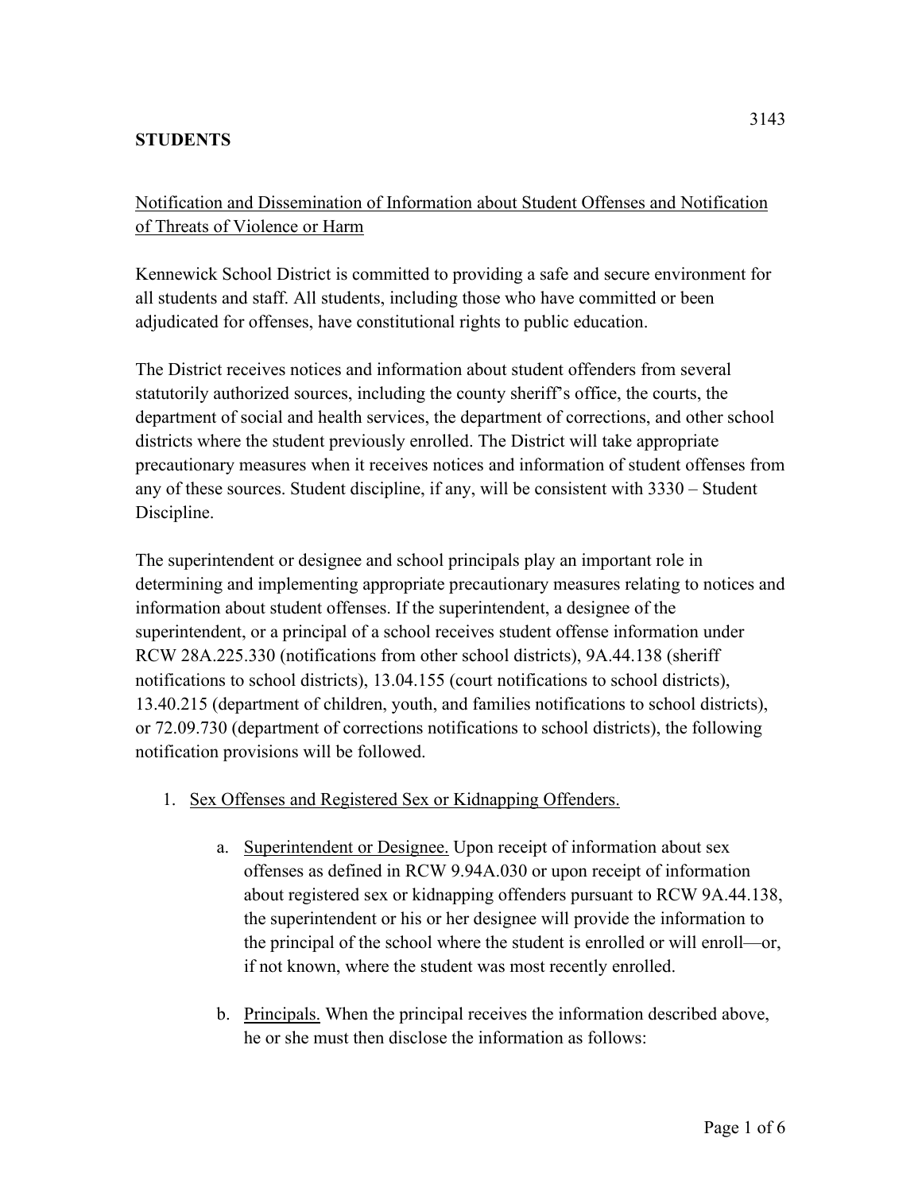**STUDENTS**

3143

Notification and Dissemination of Information about Student Offenses and Notification of Threats of Violence or Harm

Kennewick School District is committed to providing a safe and secure environment for all students and staff. All students, including those who have committed or been adjudicated for offenses, have constitutional rights to public education.

The District receives notices and information about student offenders from several statutorily authorized sources, including the county sheriff's office, the courts, the department of social and health services, the department of corrections, and other school districts where the student previously enrolled. The District will take appropriate precautionary measures when it receives notices and information of student offenses from any of these sources. Student discipline, if any, will be consistent with 3330 – Student Discipline.

The superintendent or designee and school principals play an important role in determining and implementing appropriate precautionary measures relating to notices and information about student offenses. If the superintendent, a designee of the superintendent, or a principal of a school receives student offense information under RCW 28A.225.330 (notifications from other school districts), 9A.44.138 (sheriff notifications to school districts), 13.04.155 (court notifications to school districts), 13.40.215 (department of children, youth, and families notifications to school districts), or 72.09.730 (department of corrections notifications to school districts), the following notification provisions will be followed.

1. Sex Offenses and Registered Sex or Kidnapping Offenders.

    a. Superintendent or Designee. Upon receipt of information about sex offenses as defined in RCW 9.94A.030 or upon receipt of information about registered sex or kidnapping offenders pursuant to RCW 9A.44.138, the superintendent or his or her designee will provide the information to the principal of the school where the student is enrolled or will enroll—or, if not known, where the student was most recently enrolled.

    b. Principals. When the principal receives the information described above, he or she must then disclose the information as follows: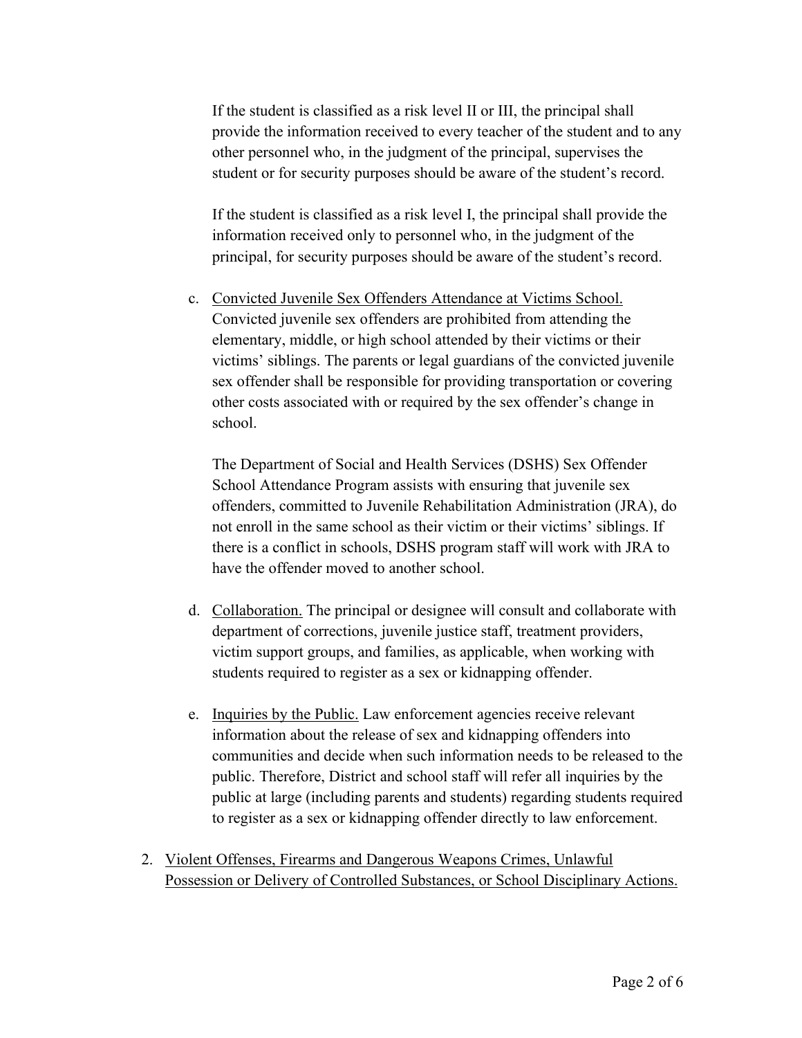If the student is classified as a risk level II or III, the principal shall provide the information received to every teacher of the student and to any other personnel who, in the judgment of the principal, supervises the student or for security purposes should be aware of the student's record.

If the student is classified as a risk level I, the principal shall provide the information received only to personnel who, in the judgment of the principal, for security purposes should be aware of the student's record.

c. Convicted Juvenile Sex Offenders Attendance at Victims School. Convicted juvenile sex offenders are prohibited from attending the elementary, middle, or high school attended by their victims or their victims' siblings. The parents or legal guardians of the convicted juvenile sex offender shall be responsible for providing transportation or covering other costs associated with or required by the sex offender's change in school.

   The Department of Social and Health Services (DSHS) Sex Offender School Attendance Program assists with ensuring that juvenile sex offenders, committed to Juvenile Rehabilitation Administration (JRA), do not enroll in the same school as their victim or their victims' siblings. If there is a conflict in schools, DSHS program staff will work with JRA to have the offender moved to another school.

d. Collaboration. The principal or designee will consult and collaborate with department of corrections, juvenile justice staff, treatment providers, victim support groups, and families, as applicable, when working with students required to register as a sex or kidnapping offender.

e. Inquiries by the Public. Law enforcement agencies receive relevant information about the release of sex and kidnapping offenders into communities and decide when such information needs to be released to the public. Therefore, District and school staff will refer all inquiries by the public at large (including parents and students) regarding students required to register as a sex or kidnapping offender directly to law enforcement.

2. Violent Offenses, Firearms and Dangerous Weapons Crimes, Unlawful Possession or Delivery of Controlled Substances, or School Disciplinary Actions.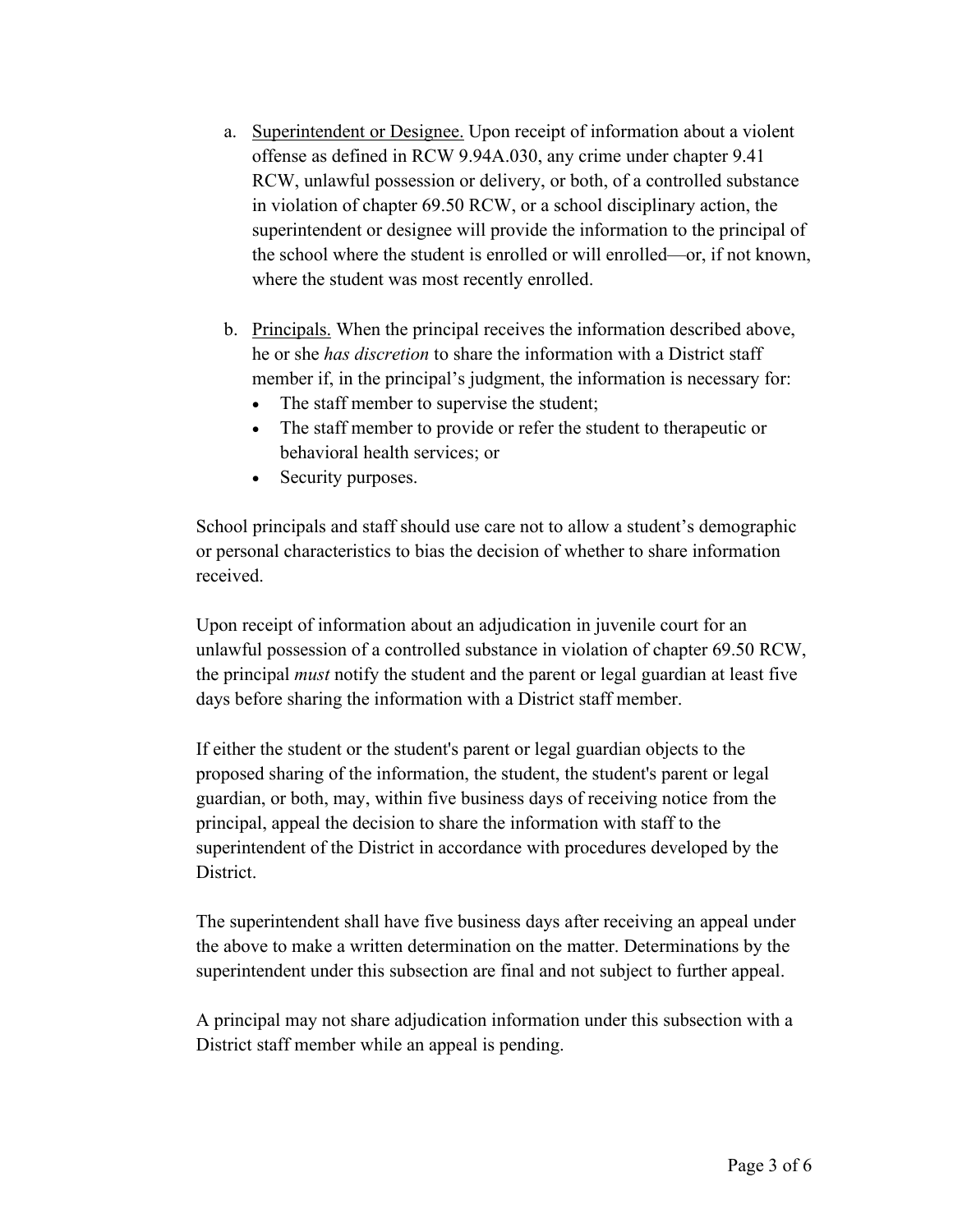a. <u>Superintendent or Designee.</u> Upon receipt of information about a violent offense as defined in RCW 9.94A.030, any crime under chapter 9.41 RCW, unlawful possession or delivery, or both, of a controlled substance in violation of chapter 69.50 RCW, or a school disciplinary action, the superintendent or designee will provide the information to the principal of the school where the student is enrolled or will enrolled—or, if not known, where the student was most recently enrolled.

b. <u>Principals.</u> When the principal receives the information described above, he or she *has discretion* to share the information with a District staff member if, in the principal's judgment, the information is necessary for:
   - The staff member to supervise the student;
   - The staff member to provide or refer the student to therapeutic or behavioral health services; or
   - Security purposes.

School principals and staff should use care not to allow a student's demographic or personal characteristics to bias the decision of whether to share information received.

Upon receipt of information about an adjudication in juvenile court for an unlawful possession of a controlled substance in violation of chapter 69.50 RCW, the principal *must* notify the student and the parent or legal guardian at least five days before sharing the information with a District staff member.

If either the student or the student's parent or legal guardian objects to the proposed sharing of the information, the student, the student's parent or legal guardian, or both, may, within five business days of receiving notice from the principal, appeal the decision to share the information with staff to the superintendent of the District in accordance with procedures developed by the District.

The superintendent shall have five business days after receiving an appeal under the above to make a written determination on the matter. Determinations by the superintendent under this subsection are final and not subject to further appeal.

A principal may not share adjudication information under this subsection with a District staff member while an appeal is pending.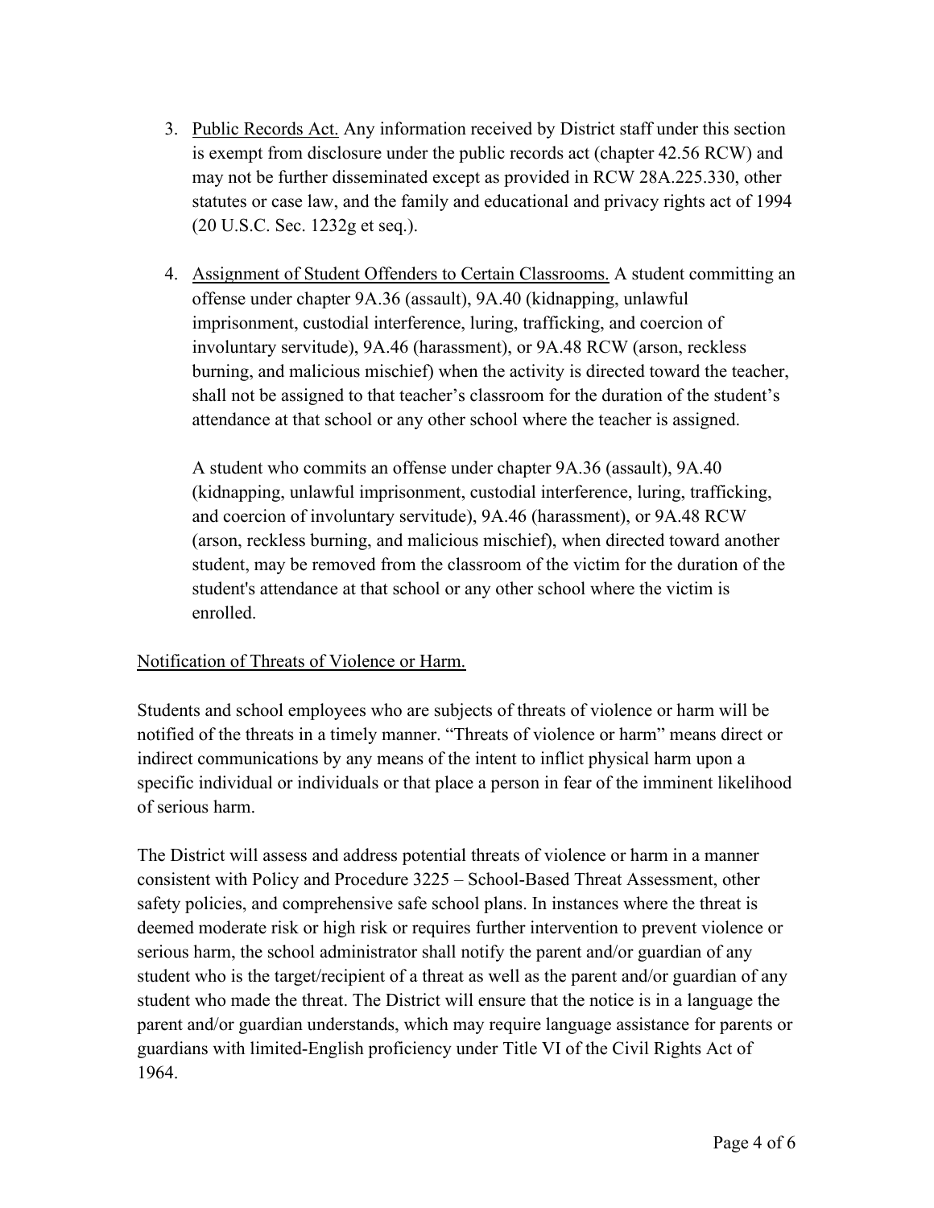3. Public Records Act. Any information received by District staff under this section is exempt from disclosure under the public records act (chapter 42.56 RCW) and may not be further disseminated except as provided in RCW 28A.225.330, other statutes or case law, and the family and educational and privacy rights act of 1994 (20 U.S.C. Sec. 1232g et seq.).

4. Assignment of Student Offenders to Certain Classrooms. A student committing an offense under chapter 9A.36 (assault), 9A.40 (kidnapping, unlawful imprisonment, custodial interference, luring, trafficking, and coercion of involuntary servitude), 9A.46 (harassment), or 9A.48 RCW (arson, reckless burning, and malicious mischief) when the activity is directed toward the teacher, shall not be assigned to that teacher's classroom for the duration of the student's attendance at that school or any other school where the teacher is assigned.

   A student who commits an offense under chapter 9A.36 (assault), 9A.40 (kidnapping, unlawful imprisonment, custodial interference, luring, trafficking, and coercion of involuntary servitude), 9A.46 (harassment), or 9A.48 RCW (arson, reckless burning, and malicious mischief), when directed toward another student, may be removed from the classroom of the victim for the duration of the student's attendance at that school or any other school where the victim is enrolled.

Notification of Threats of Violence or Harm.

Students and school employees who are subjects of threats of violence or harm will be notified of the threats in a timely manner. "Threats of violence or harm" means direct or indirect communications by any means of the intent to inflict physical harm upon a specific individual or individuals or that place a person in fear of the imminent likelihood of serious harm.

The District will assess and address potential threats of violence or harm in a manner consistent with Policy and Procedure 3225 – School-Based Threat Assessment, other safety policies, and comprehensive safe school plans. In instances where the threat is deemed moderate risk or high risk or requires further intervention to prevent violence or serious harm, the school administrator shall notify the parent and/or guardian of any student who is the target/recipient of a threat as well as the parent and/or guardian of any student who made the threat. The District will ensure that the notice is in a language the parent and/or guardian understands, which may require language assistance for parents or guardians with limited-English proficiency under Title VI of the Civil Rights Act of 1964.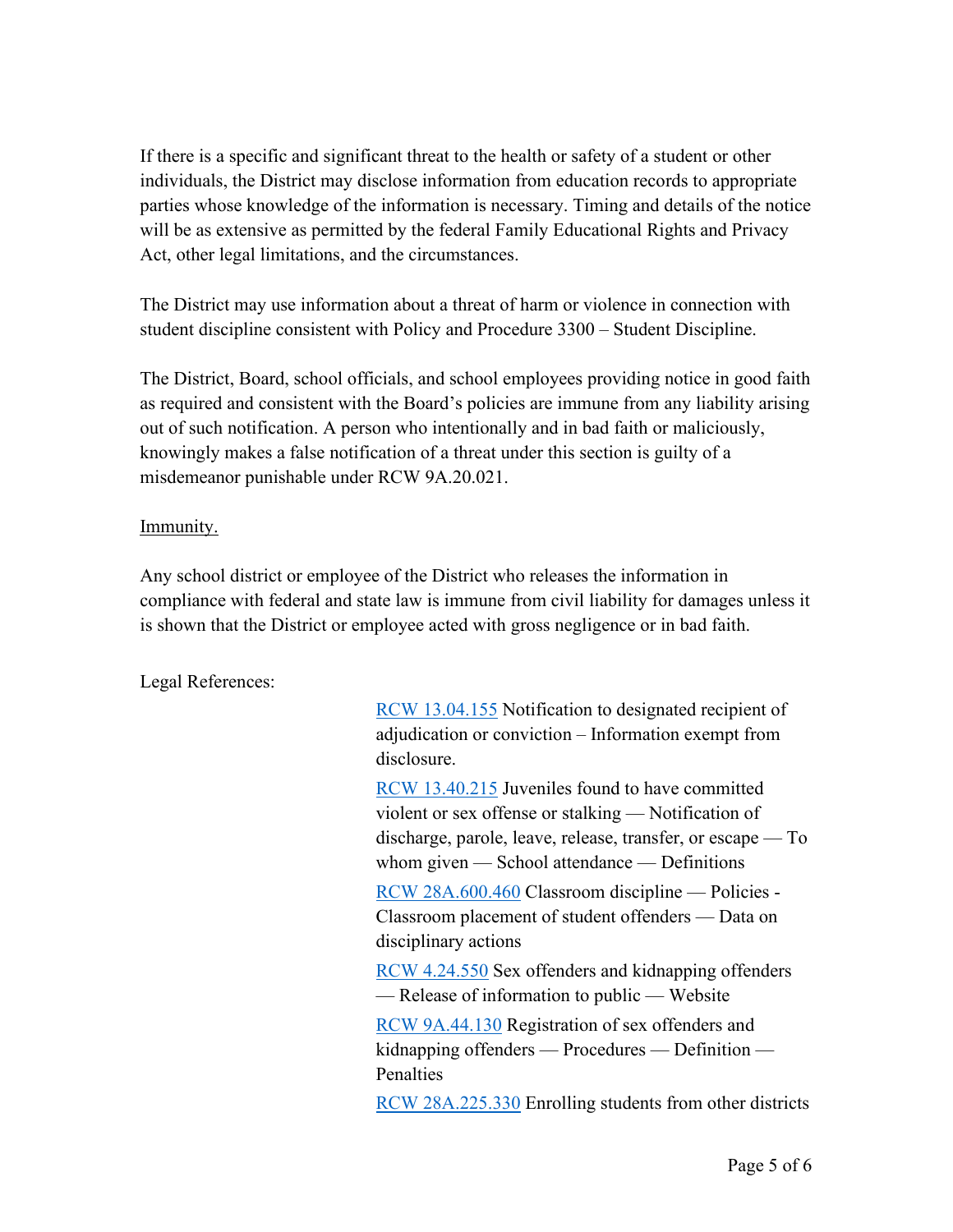If there is a specific and significant threat to the health or safety of a student or other individuals, the District may disclose information from education records to appropriate parties whose knowledge of the information is necessary. Timing and details of the notice will be as extensive as permitted by the federal Family Educational Rights and Privacy Act, other legal limitations, and the circumstances.

The District may use information about a threat of harm or violence in connection with student discipline consistent with Policy and Procedure 3300 – Student Discipline.

The District, Board, school officials, and school employees providing notice in good faith as required and consistent with the Board's policies are immune from any liability arising out of such notification. A person who intentionally and in bad faith or maliciously, knowingly makes a false notification of a threat under this section is guilty of a misdemeanor punishable under RCW 9A.20.021.

Immunity.

Any school district or employee of the District who releases the information in compliance with federal and state law is immune from civil liability for damages unless it is shown that the District or employee acted with gross negligence or in bad faith.

Legal References:

- RCW 13.04.155 Notification to designated recipient of adjudication or conviction – Information exempt from disclosure.
- RCW 13.40.215 Juveniles found to have committed violent or sex offense or stalking — Notification of discharge, parole, leave, release, transfer, or escape — To whom given — School attendance — Definitions
- RCW 28A.600.460 Classroom discipline — Policies - Classroom placement of student offenders — Data on disciplinary actions
- RCW 4.24.550 Sex offenders and kidnapping offenders — Release of information to public — Website
- RCW 9A.44.130 Registration of sex offenders and kidnapping offenders — Procedures — Definition — Penalties
- RCW 28A.225.330 Enrolling students from other districts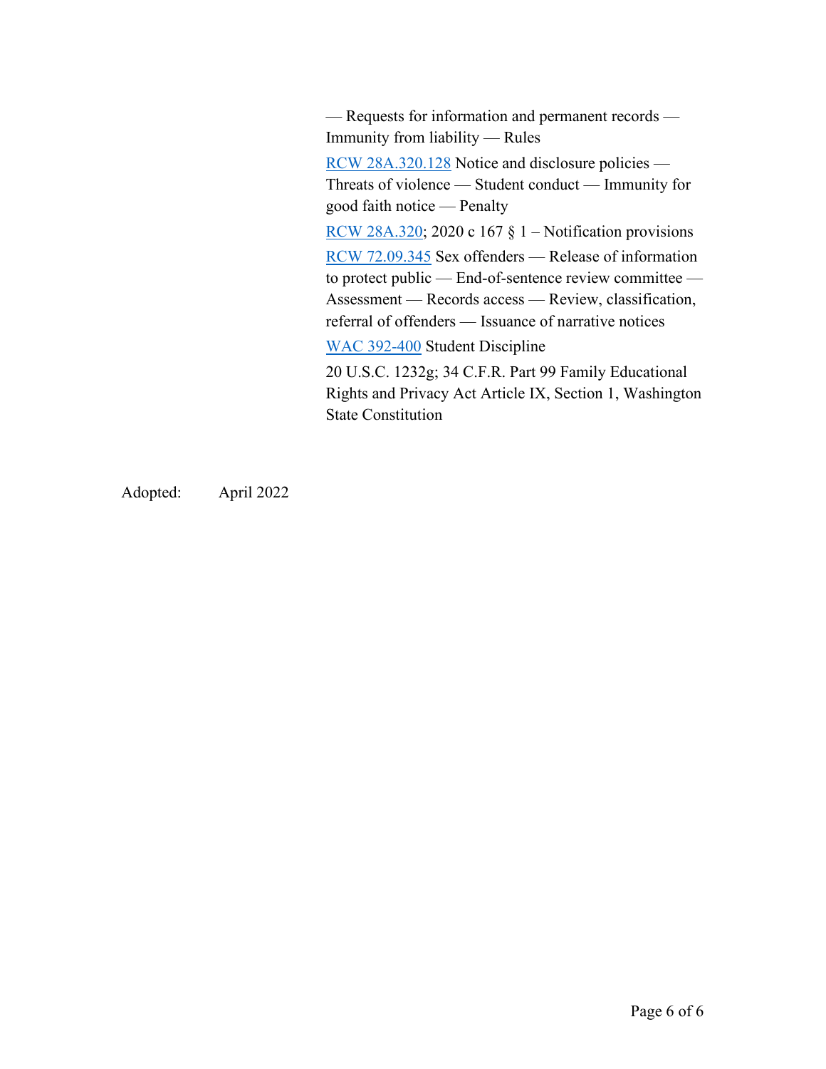— Requests for information and permanent records — Immunity from liability — Rules

RCW 28A.320.128 Notice and disclosure policies — Threats of violence — Student conduct — Immunity for good faith notice — Penalty

RCW 28A.320; 2020 c 167 § 1 – Notification provisions

RCW 72.09.345 Sex offenders — Release of information to protect public — End-of-sentence review committee — Assessment — Records access — Review, classification, referral of offenders — Issuance of narrative notices

WAC 392-400 Student Discipline

20 U.S.C. 1232g; 34 C.F.R. Part 99 Family Educational Rights and Privacy Act Article IX, Section 1, Washington State Constitution

Adopted: April 2022